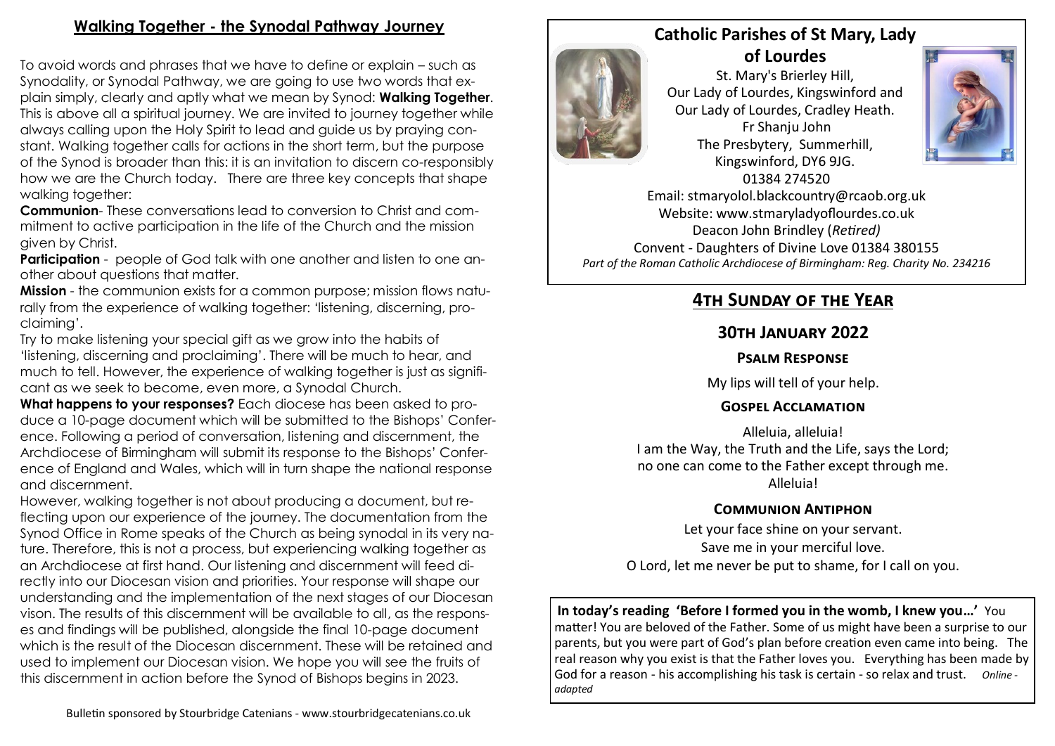## Walking Together - the Synodal Pathway Journey

To avoid words and phrases that we have to define or explain – such as Synodality, or Synodal Pathway, we are going to use two words that explain simply, clearly and aptly what we mean by Synod: **Walking Together**. This is above all a spiritual journey. We are invited to journey together while always calling upon the Holy Spirit to lead and guide us by praying constant. Walking together calls for actions in the short term, but the purpose of the Synod is broader than this: it is an invitation to discern co-responsibly how we are the Church today. There are three key concepts that shape walking together:

**Communion**- These conversations lead to conversion to Christ and commitment to active participation in the life of the Church and the mission given by Christ.

**Participation** - people of God talk with one another and listen to one another about questions that matter.

**Mission** - the communion exists for a common purpose; mission flows naturally from the experience of walking together: 'listening, discerning, proclaiming'.

Try to make listening your special gift as we grow into the habits of 'listening, discerning and proclaiming'. There will be much to hear, and much to tell. However, the experience of walking together is just as significant as we seek to become, even more, a Synodal Church.

**What happens to your responses?** Each diocese has been asked to produce a 10-page document which will be submitted to the Bishops' Conference. Following a period of conversation, listening and discernment, the Archdiocese of Birmingham will submit its response to the Bishops' Conference of England and Wales, which will in turn shape the national response and discernment.

However, walking together is not about producing a document, but reflecting upon our experience of the journey. The documentation from the Synod Office in Rome speaks of the Church as being synodal in its very nature. Therefore, this is not a process, but experiencing walking together as an Archdiocese at first hand. Our listening and discernment will feed directly into our Diocesan vision and priorities. Your response will shape our understanding and the implementation of the next stages of our Diocesan vison. The results of this discernment will be available to all, as the responses and findings will be published, alongside the final 10-page document which is the result of the Diocesan discernment. These will be retained and used to implement our Diocesan vision. We hope you will see the fruits of this discernment in action before the Synod of Bishops begins in 2023.

Bulletin sponsored by Stourbridge Catenians - www.stourbridgecatenians.co.uk

## Catholic Parishes of St Mary, Lady of Lourdes

St. Mary's Brierley Hill,
Our Lady of Lourdes, Kingswinford and
Our Lady of Lourdes, Cradley Heath.
Fr Shanju John
The Presbytery, Summerhill,
Kingswinford, DY6 9JG.
01384 274520
Email: stmaryolol.blackcountry@rcaob.org.uk
Website: www.stmaryladyoflourdes.co.uk
Deacon John Brindley (*Retired)*
Convent - Daughters of Divine Love 01384 380155
*Part of the Roman Catholic Archdiocese of Birmingham: Reg. Charity No. 234216*

## 4th Sunday of the Year

### 30th January 2022

#### Psalm Response

My lips will tell of your help.

#### Gospel Acclamation

Alleluia, alleluia!
I am the Way, the Truth and the Life, says the Lord;
no one can come to the Father except through me.
Alleluia!

#### Communion Antiphon

Let your face shine on your servant.
Save me in your merciful love.
O Lord, let me never be put to shame, for I call on you.

**In today's reading 'Before I formed you in the womb, I knew you…'** You matter! You are beloved of the Father. Some of us might have been a surprise to our parents, but you were part of God's plan before creation even came into being. The real reason why you exist is that the Father loves you. Everything has been made by God for a reason - his accomplishing his task is certain - so relax and trust. *Online - adapted*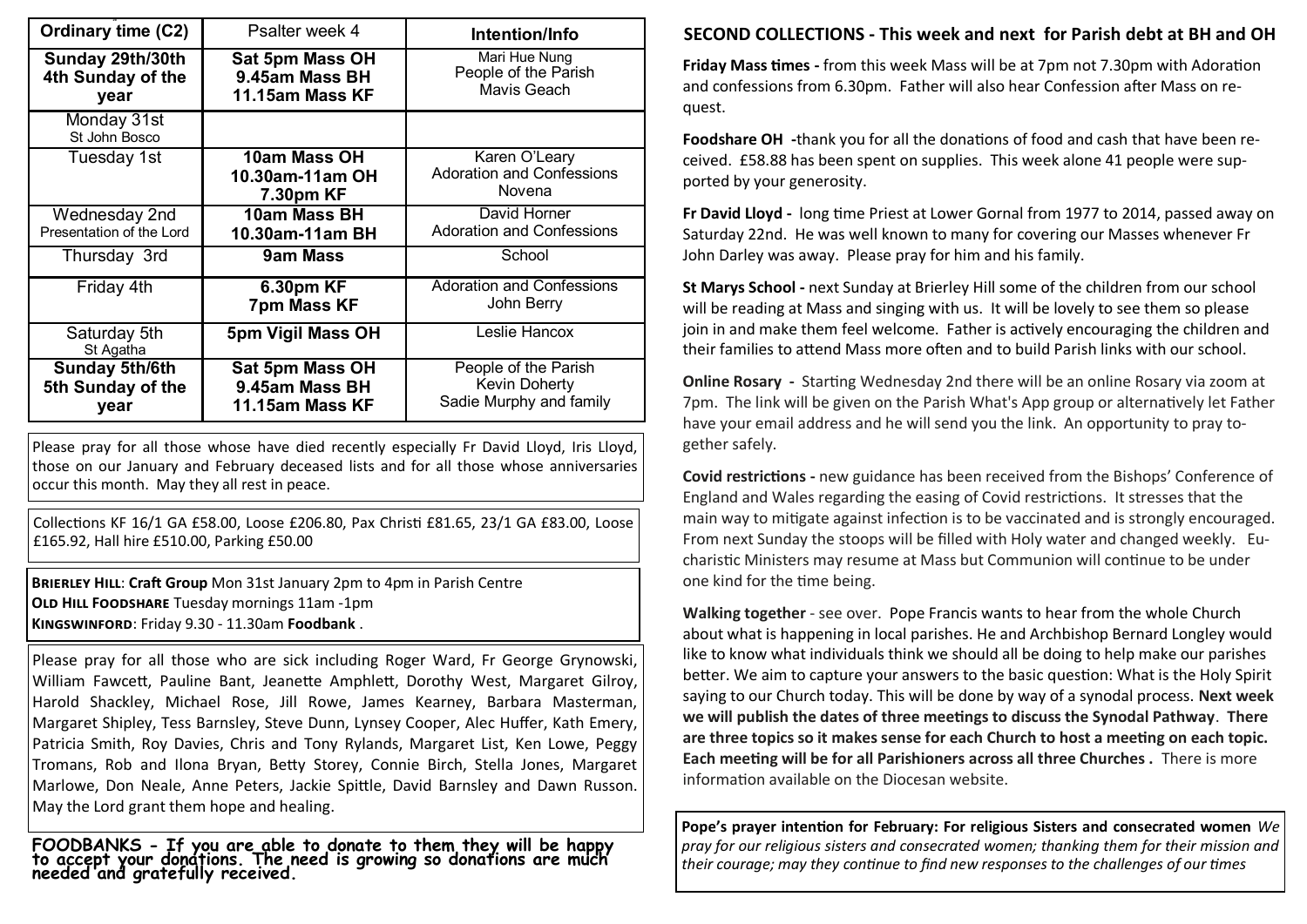| Ordinary time (C2) | Psalter week 4 | Intention/Info |
|---|---|---|
| **Sunday 29th/30th 4th Sunday of the year** | **Sat 5pm Mass OH 9.45am Mass BH 11.15am Mass KF** | Mari Hue Nung People of the Parish Mavis Geach |
| Monday 31st St John Bosco | | |
| Tuesday 1st | **10am Mass OH 10.30am-11am OH 7.30pm KF** | Karen O'Leary Adoration and Confessions Novena |
| Wednesday 2nd Presentation of the Lord | **10am Mass BH 10.30am-11am BH** | David Horner Adoration and Confessions |
| Thursday 3rd | **9am Mass** | School |
| Friday 4th | **6.30pm KF 7pm Mass KF** | Adoration and Confessions John Berry |
| Saturday 5th St Agatha | **5pm Vigil Mass OH** | Leslie Hancox |
| **Sunday 5th/6th 5th Sunday of the year** | **Sat 5pm Mass OH 9.45am Mass BH 11.15am Mass KF** | People of the Parish Kevin Doherty Sadie Murphy and family |

Please pray for all those whose have died recently especially Fr David Lloyd, Iris Lloyd, those on our January and February deceased lists and for all those whose anniversaries occur this month. May they all rest in peace.

Collections KF 16/1 GA £58.00, Loose £206.80, Pax Christi £81.65, 23/1 GA £83.00, Loose £165.92, Hall hire £510.00, Parking £50.00

**Brierley Hill**: **Craft Group** Mon 31st January 2pm to 4pm in Parish Centre
**Old Hill Foodshare** Tuesday mornings 11am -1pm
**Kingswinford**: Friday 9.30 - 11.30am **Foodbank** .

Please pray for all those who are sick including Roger Ward, Fr George Grynowski, William Fawcett, Pauline Bant, Jeanette Amphlett, Dorothy West, Margaret Gilroy, Harold Shackley, Michael Rose, Jill Rowe, James Kearney, Barbara Masterman, Margaret Shipley, Tess Barnsley, Steve Dunn, Lynsey Cooper, Alec Huffer, Kath Emery, Patricia Smith, Roy Davies, Chris and Tony Rylands, Margaret List, Ken Lowe, Peggy Tromans, Rob and Ilona Bryan, Betty Storey, Connie Birch, Stella Jones, Margaret Marlowe, Don Neale, Anne Peters, Jackie Spittle, David Barnsley and Dawn Russon. May the Lord grant them hope and healing.

**FOODBANKS - If you are able to donate to them they will be happy to accept your donations. The need is growing so donations are much needed and gratefully received.**

## SECOND COLLECTIONS - This week and next for Parish debt at BH and OH

**Friday Mass times -** from this week Mass will be at 7pm not 7.30pm with Adoration and confessions from 6.30pm. Father will also hear Confession after Mass on request.

**Foodshare OH -**thank you for all the donations of food and cash that have been received. £58.88 has been spent on supplies. This week alone 41 people were supported by your generosity.

**Fr David Lloyd -** long time Priest at Lower Gornal from 1977 to 2014, passed away on Saturday 22nd. He was well known to many for covering our Masses whenever Fr John Darley was away. Please pray for him and his family.

**St Marys School -** next Sunday at Brierley Hill some of the children from our school will be reading at Mass and singing with us. It will be lovely to see them so please join in and make them feel welcome. Father is actively encouraging the children and their families to attend Mass more often and to build Parish links with our school.

**Online Rosary -** Starting Wednesday 2nd there will be an online Rosary via zoom at 7pm. The link will be given on the Parish What's App group or alternatively let Father have your email address and he will send you the link. An opportunity to pray together safely.

**Covid restrictions -** new guidance has been received from the Bishops' Conference of England and Wales regarding the easing of Covid restrictions. It stresses that the main way to mitigate against infection is to be vaccinated and is strongly encouraged. From next Sunday the stoops will be filled with Holy water and changed weekly. Eucharistic Ministers may resume at Mass but Communion will continue to be under one kind for the time being.

**Walking together** - see over. Pope Francis wants to hear from the whole Church about what is happening in local parishes. He and Archbishop Bernard Longley would like to know what individuals think we should all be doing to help make our parishes better. We aim to capture your answers to the basic question: What is the Holy Spirit saying to our Church today. This will be done by way of a synodal process. **Next week we will publish the dates of three meetings to discuss the Synodal Pathway**. **There are three topics so it makes sense for each Church to host a meeting on each topic. Each meeting will be for all Parishioners across all three Churches .** There is more information available on the Diocesan website.

**Pope's prayer intention for February: For religious Sisters and consecrated women** *We pray for our religious sisters and consecrated women; thanking them for their mission and their courage; may they continue to find new responses to the challenges of our times*